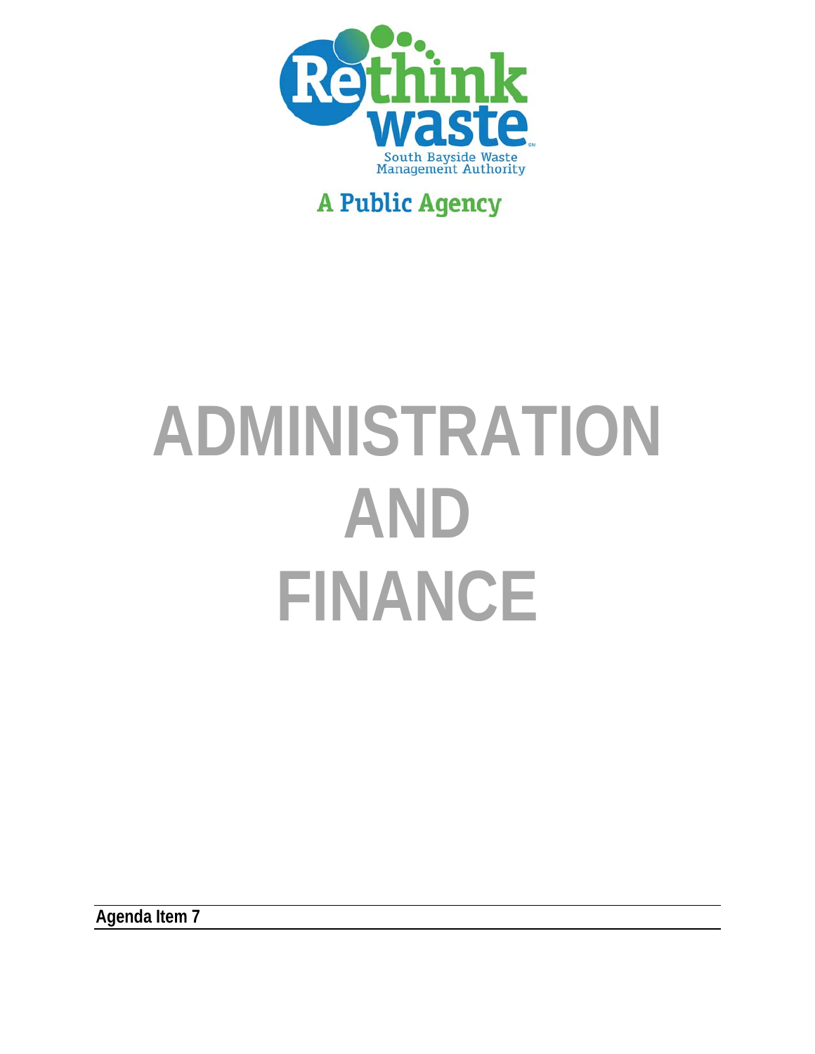Rethink waste

South Bayside Waste Management Authority

A Public Agency

# ADMINISTRATION AND FINANCE

**Agenda Item 7**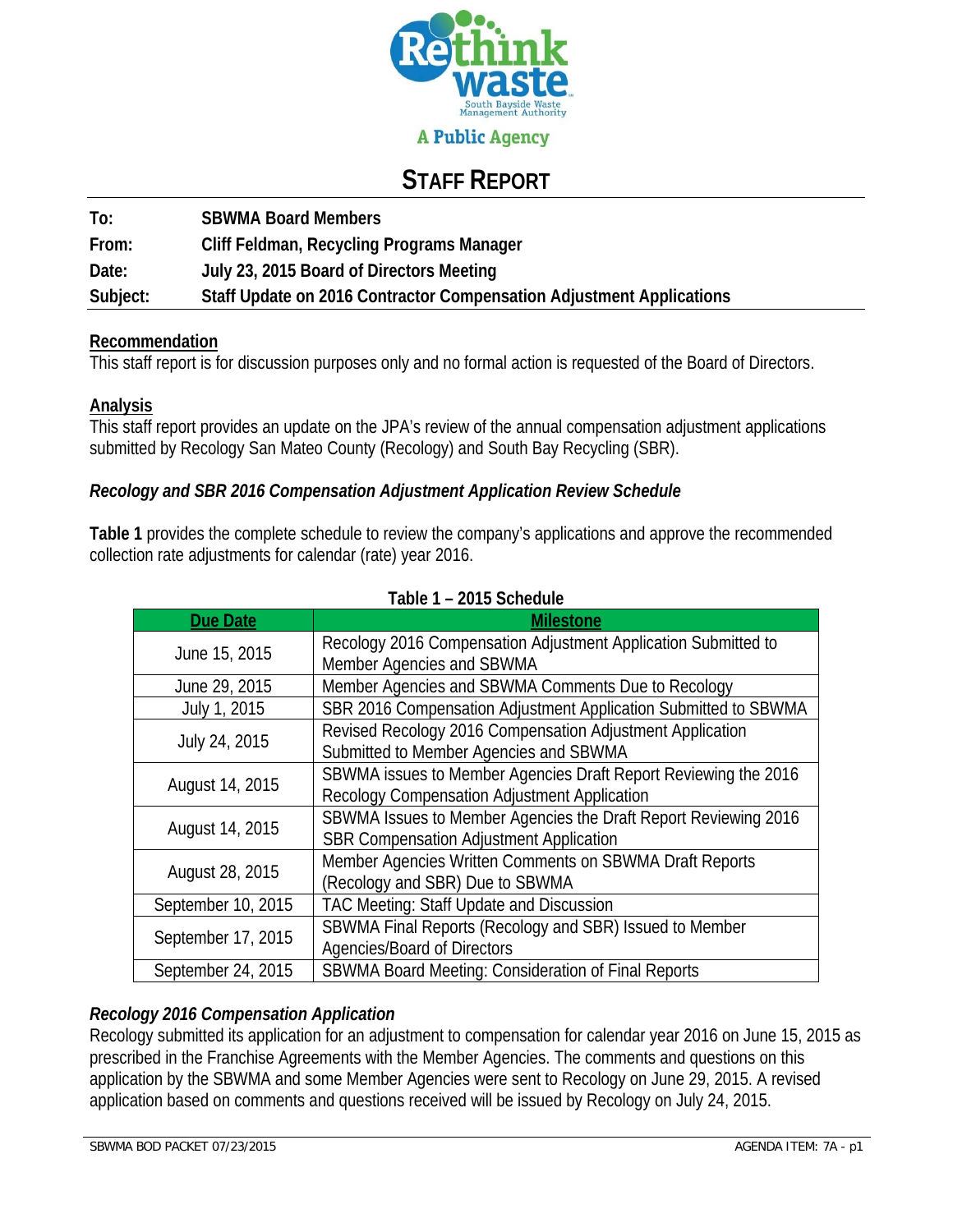Rethink waste

South Bayside Waste Management Authority

A Public Agency

# STAFF REPORT

**To:** SBWMA Board Members
**From:** Cliff Feldman, Recycling Programs Manager
**Date:** July 23, 2015 Board of Directors Meeting
**Subject:** Staff Update on 2016 Contractor Compensation Adjustment Applications

## Recommendation

This staff report is for discussion purposes only and no formal action is requested of the Board of Directors.

## Analysis

This staff report provides an update on the JPA's review of the annual compensation adjustment applications submitted by Recology San Mateo County (Recology) and South Bay Recycling (SBR).

### *Recology and SBR 2016 Compensation Adjustment Application Review Schedule*

**Table 1** provides the complete schedule to review the company's applications and approve the recommended collection rate adjustments for calendar (rate) year 2016.

**Table 1 – 2015 Schedule**

| Due Date | Milestone |
|---|---|
| June 15, 2015 | Recology 2016 Compensation Adjustment Application Submitted to Member Agencies and SBWMA |
| June 29, 2015 | Member Agencies and SBWMA Comments Due to Recology |
| July 1, 2015 | SBR 2016 Compensation Adjustment Application Submitted to SBWMA |
| July 24, 2015 | Revised Recology 2016 Compensation Adjustment Application Submitted to Member Agencies and SBWMA |
| August 14, 2015 | SBWMA issues to Member Agencies Draft Report Reviewing the 2016 Recology Compensation Adjustment Application |
| August 14, 2015 | SBWMA Issues to Member Agencies the Draft Report Reviewing 2016 SBR Compensation Adjustment Application |
| August 28, 2015 | Member Agencies Written Comments on SBWMA Draft Reports (Recology and SBR) Due to SBWMA |
| September 10, 2015 | TAC Meeting: Staff Update and Discussion |
| September 17, 2015 | SBWMA Final Reports (Recology and SBR) Issued to Member Agencies/Board of Directors |
| September 24, 2015 | SBWMA Board Meeting: Consideration of Final Reports |

### *Recology 2016 Compensation Application*

Recology submitted its application for an adjustment to compensation for calendar year 2016 on June 15, 2015 as prescribed in the Franchise Agreements with the Member Agencies. The comments and questions on this application by the SBWMA and some Member Agencies were sent to Recology on June 29, 2015. A revised application based on comments and questions received will be issued by Recology on July 24, 2015.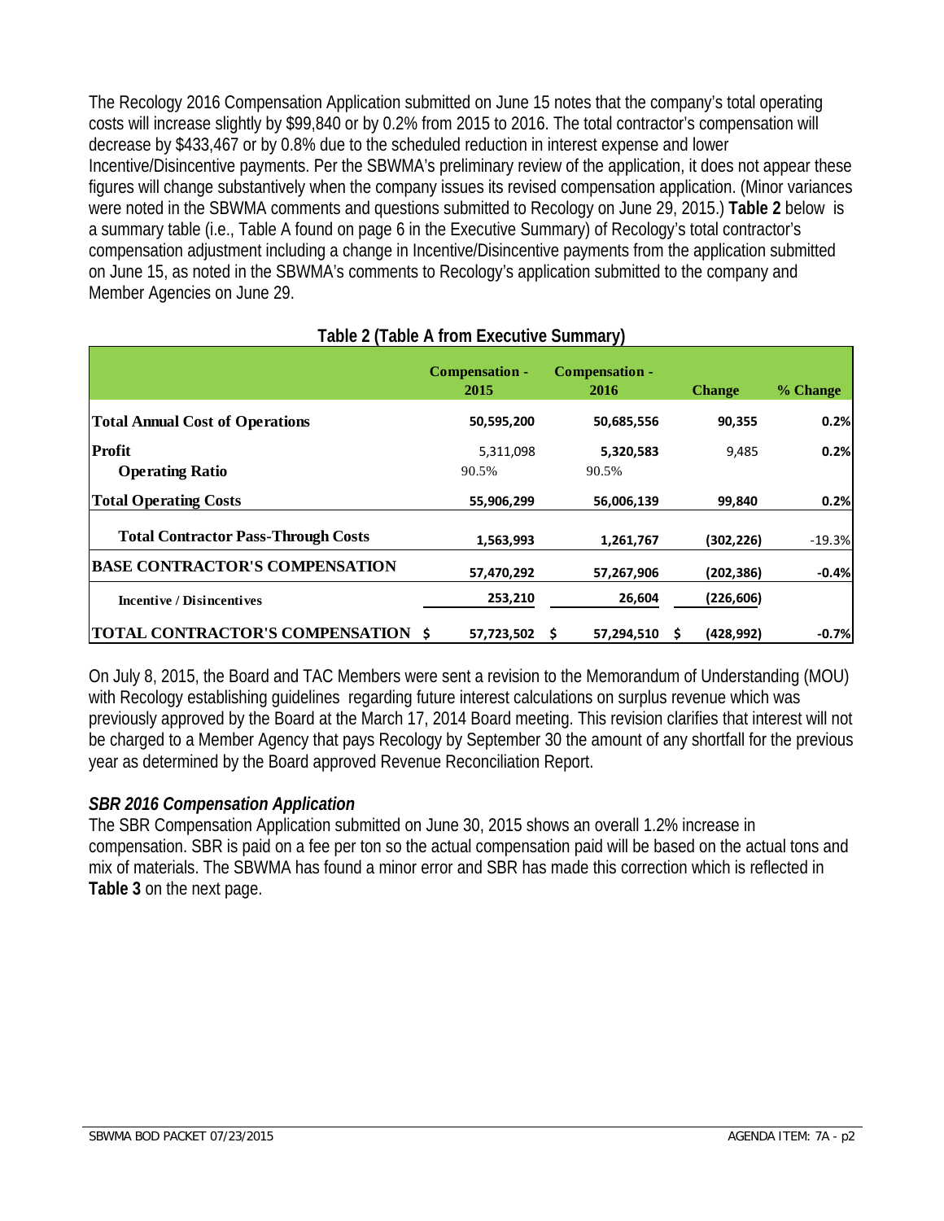The Recology 2016 Compensation Application submitted on June 15 notes that the company's total operating costs will increase slightly by $99,840 or by 0.2% from 2015 to 2016. The total contractor's compensation will decrease by $433,467 or by 0.8% due to the scheduled reduction in interest expense and lower Incentive/Disincentive payments. Per the SBWMA's preliminary review of the application, it does not appear these figures will change substantively when the company issues its revised compensation application. (Minor variances were noted in the SBWMA comments and questions submitted to Recology on June 29, 2015.) **Table 2** below is a summary table (i.e., Table A found on page 6 in the Executive Summary) of Recology's total contractor's compensation adjustment including a change in Incentive/Disincentive payments from the application submitted on June 15, as noted in the SBWMA's comments to Recology's application submitted to the company and Member Agencies on June 29.

**Table 2 (Table A from Executive Summary)**

| | Compensation - 2015 | Compensation - 2016 | Change | % Change |
|---|---|---|---|---|
| **Total Annual Cost of Operations** | 50,595,200 | 50,685,556 | 90,355 | 0.2% |
| **Profit** | 5,311,098 | 5,320,583 | 9,485 | 0.2% |
| **Operating Ratio** | 90.5% | 90.5% | | |
| **Total Operating Costs** | 55,906,299 | 56,006,139 | 99,840 | 0.2% |
| **Total Contractor Pass-Through Costs** | 1,563,993 | 1,261,767 | (302,226) | -19.3% |
| **BASE CONTRACTOR'S COMPENSATION** | 57,470,292 | 57,267,906 | (202,386) | -0.4% |
| **Incentive / Disincentives** | 253,210 | 26,604 | (226,606) | |
| **TOTAL CONTRACTOR'S COMPENSATION** | $ 57,723,502 | $ 57,294,510 | $ (428,992) | -0.7% |

On July 8, 2015, the Board and TAC Members were sent a revision to the Memorandum of Understanding (MOU) with Recology establishing guidelines regarding future interest calculations on surplus revenue which was previously approved by the Board at the March 17, 2014 Board meeting. This revision clarifies that interest will not be charged to a Member Agency that pays Recology by September 30 the amount of any shortfall for the previous year as determined by the Board approved Revenue Reconciliation Report.

### *SBR 2016 Compensation Application*

The SBR Compensation Application submitted on June 30, 2015 shows an overall 1.2% increase in compensation. SBR is paid on a fee per ton so the actual compensation paid will be based on the actual tons and mix of materials. The SBWMA has found a minor error and SBR has made this correction which is reflected in **Table 3** on the next page.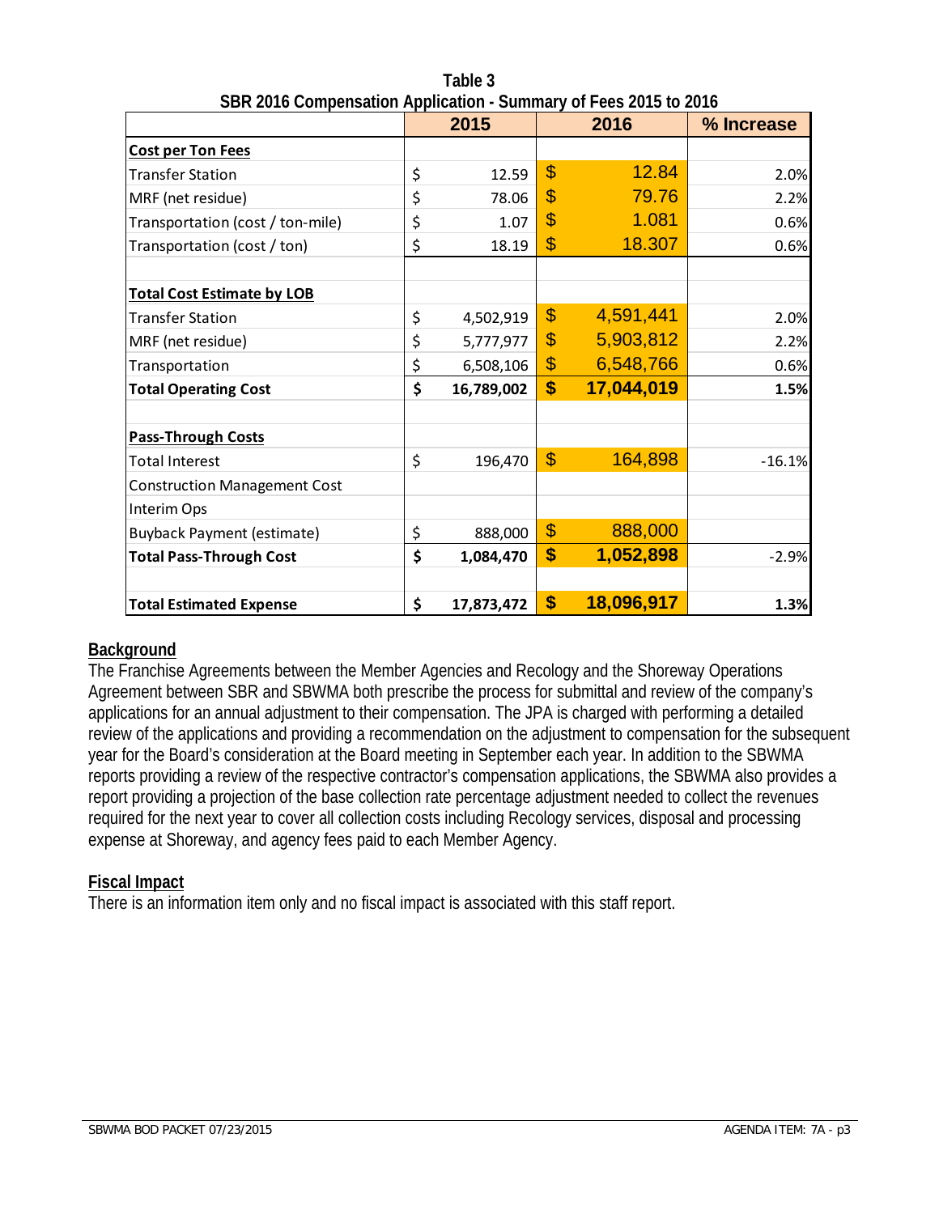**Table 3**
**SBR 2016 Compensation Application - Summary of Fees 2015 to 2016**

| | 2015 | 2016 | % Increase |
|---|---|---|---|
| **Cost per Ton Fees** | | | |
| Transfer Station | $ 12.59 | $ 12.84 | 2.0% |
| MRF (net residue) | $ 78.06 | $ 79.76 | 2.2% |
| Transportation (cost / ton-mile) | $ 1.07 | $ 1.081 | 0.6% |
| Transportation (cost / ton) | $ 18.19 | $ 18.307 | 0.6% |
| | | | |
| **Total Cost Estimate by LOB** | | | |
| Transfer Station | $ 4,502,919 | $ 4,591,441 | 2.0% |
| MRF (net residue) | $ 5,777,977 | $ 5,903,812 | 2.2% |
| Transportation | $ 6,508,106 | $ 6,548,766 | 0.6% |
| **Total Operating Cost** | **$ 16,789,002** | **$ 17,044,019** | **1.5%** |
| | | | |
| **Pass-Through Costs** | | | |
| Total Interest | $ 196,470 | $ 164,898 | -16.1% |
| Construction Management Cost | | | |
| Interim Ops | | | |
| Buyback Payment (estimate) | $ 888,000 | $ 888,000 | |
| **Total Pass-Through Cost** | **$ 1,084,470** | **$ 1,052,898** | -2.9% |
| | | | |
| **Total Estimated Expense** | **$ 17,873,472** | **$ 18,096,917** | **1.3%** |

## Background

The Franchise Agreements between the Member Agencies and Recology and the Shoreway Operations Agreement between SBR and SBWMA both prescribe the process for submittal and review of the company's applications for an annual adjustment to their compensation. The JPA is charged with performing a detailed review of the applications and providing a recommendation on the adjustment to compensation for the subsequent year for the Board's consideration at the Board meeting in September each year. In addition to the SBWMA reports providing a review of the respective contractor's compensation applications, the SBWMA also provides a report providing a projection of the base collection rate percentage adjustment needed to collect the revenues required for the next year to cover all collection costs including Recology services, disposal and processing expense at Shoreway, and agency fees paid to each Member Agency.

## Fiscal Impact

There is an information item only and no fiscal impact is associated with this staff report.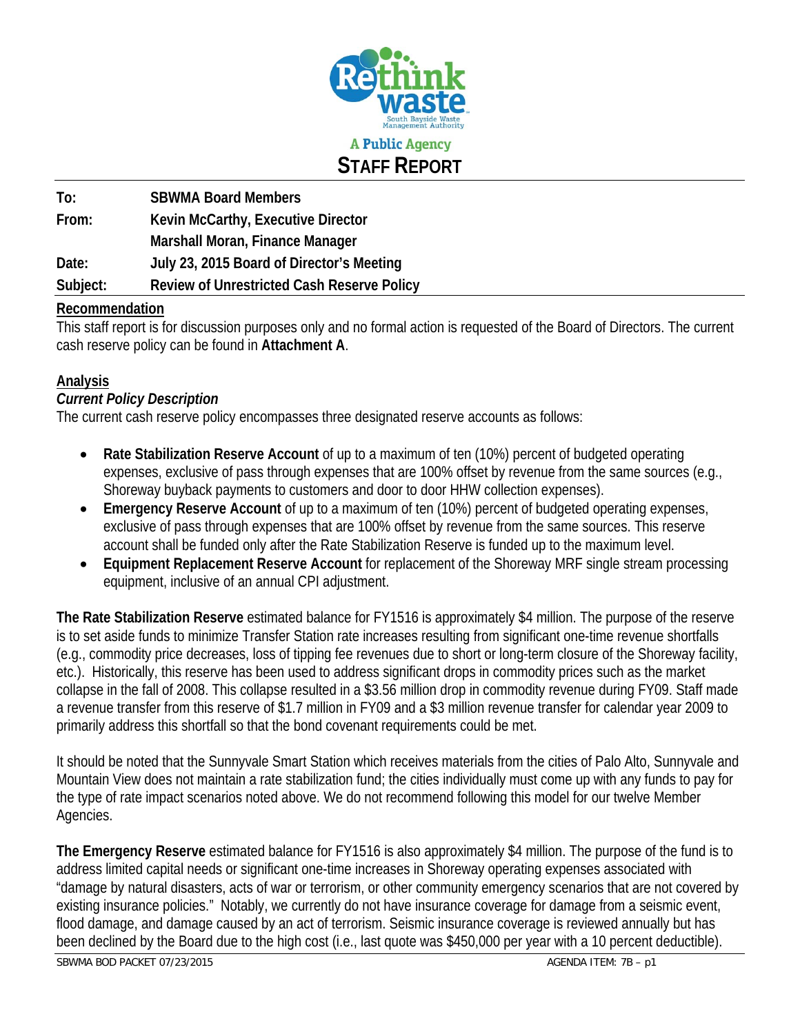Rethink waste
South Bayside Waste Management Authority

**A Public Agency**

# STAFF REPORT

| | |
|---|---|
| **To:** | **SBWMA Board Members** |
| **From:** | **Kevin McCarthy, Executive Director** |
| | **Marshall Moran, Finance Manager** |
| **Date:** | **July 23, 2015 Board of Director's Meeting** |
| **Subject:** | **Review of Unrestricted Cash Reserve Policy** |

## Recommendation

This staff report is for discussion purposes only and no formal action is requested of the Board of Directors. The current cash reserve policy can be found in **Attachment A**.

## Analysis

### *Current Policy Description*

The current cash reserve policy encompasses three designated reserve accounts as follows:

- **Rate Stabilization Reserve Account** of up to a maximum of ten (10%) percent of budgeted operating expenses, exclusive of pass through expenses that are 100% offset by revenue from the same sources (e.g., Shoreway buyback payments to customers and door to door HHW collection expenses).
- **Emergency Reserve Account** of up to a maximum of ten (10%) percent of budgeted operating expenses, exclusive of pass through expenses that are 100% offset by revenue from the same sources. This reserve account shall be funded only after the Rate Stabilization Reserve is funded up to the maximum level.
- **Equipment Replacement Reserve Account** for replacement of the Shoreway MRF single stream processing equipment, inclusive of an annual CPI adjustment.

**The Rate Stabilization Reserve** estimated balance for FY1516 is approximately $4 million. The purpose of the reserve is to set aside funds to minimize Transfer Station rate increases resulting from significant one-time revenue shortfalls (e.g., commodity price decreases, loss of tipping fee revenues due to short or long-term closure of the Shoreway facility, etc.). Historically, this reserve has been used to address significant drops in commodity prices such as the market collapse in the fall of 2008. This collapse resulted in a $3.56 million drop in commodity revenue during FY09. Staff made a revenue transfer from this reserve of $1.7 million in FY09 and a $3 million revenue transfer for calendar year 2009 to primarily address this shortfall so that the bond covenant requirements could be met.

It should be noted that the Sunnyvale Smart Station which receives materials from the cities of Palo Alto, Sunnyvale and Mountain View does not maintain a rate stabilization fund; the cities individually must come up with any funds to pay for the type of rate impact scenarios noted above. We do not recommend following this model for our twelve Member Agencies.

**The Emergency Reserve** estimated balance for FY1516 is also approximately $4 million. The purpose of the fund is to address limited capital needs or significant one-time increases in Shoreway operating expenses associated with "damage by natural disasters, acts of war or terrorism, or other community emergency scenarios that are not covered by existing insurance policies." Notably, we currently do not have insurance coverage for damage from a seismic event, flood damage, and damage caused by an act of terrorism. Seismic insurance coverage is reviewed annually but has been declined by the Board due to the high cost (i.e., last quote was $450,000 per year with a 10 percent deductible).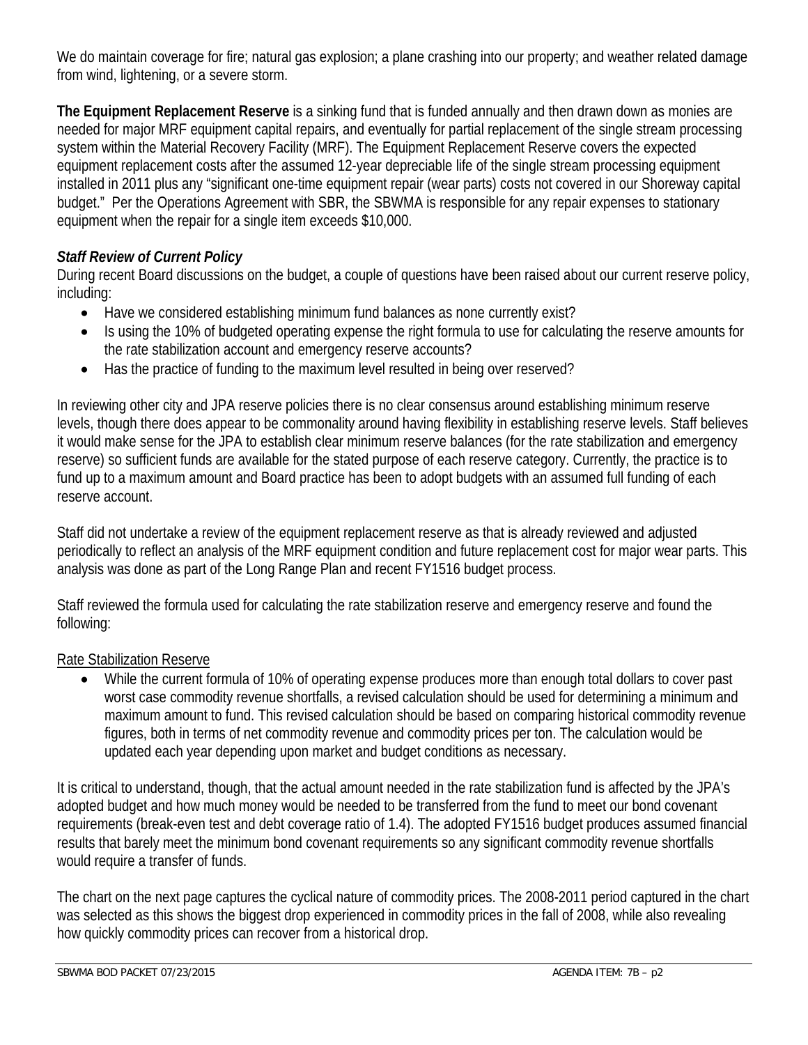We do maintain coverage for fire; natural gas explosion; a plane crashing into our property; and weather related damage from wind, lightening, or a severe storm.

**The Equipment Replacement Reserve** is a sinking fund that is funded annually and then drawn down as monies are needed for major MRF equipment capital repairs, and eventually for partial replacement of the single stream processing system within the Material Recovery Facility (MRF). The Equipment Replacement Reserve covers the expected equipment replacement costs after the assumed 12-year depreciable life of the single stream processing equipment installed in 2011 plus any "significant one-time equipment repair (wear parts) costs not covered in our Shoreway capital budget." Per the Operations Agreement with SBR, the SBWMA is responsible for any repair expenses to stationary equipment when the repair for a single item exceeds $10,000.

***Staff Review of Current Policy***

During recent Board discussions on the budget, a couple of questions have been raised about our current reserve policy, including:

- Have we considered establishing minimum fund balances as none currently exist?
- Is using the 10% of budgeted operating expense the right formula to use for calculating the reserve amounts for the rate stabilization account and emergency reserve accounts?
- Has the practice of funding to the maximum level resulted in being over reserved?

In reviewing other city and JPA reserve policies there is no clear consensus around establishing minimum reserve levels, though there does appear to be commonality around having flexibility in establishing reserve levels. Staff believes it would make sense for the JPA to establish clear minimum reserve balances (for the rate stabilization and emergency reserve) so sufficient funds are available for the stated purpose of each reserve category. Currently, the practice is to fund up to a maximum amount and Board practice has been to adopt budgets with an assumed full funding of each reserve account.

Staff did not undertake a review of the equipment replacement reserve as that is already reviewed and adjusted periodically to reflect an analysis of the MRF equipment condition and future replacement cost for major wear parts. This analysis was done as part of the Long Range Plan and recent FY1516 budget process.

Staff reviewed the formula used for calculating the rate stabilization reserve and emergency reserve and found the following:

<u>Rate Stabilization Reserve</u>

- While the current formula of 10% of operating expense produces more than enough total dollars to cover past worst case commodity revenue shortfalls, a revised calculation should be used for determining a minimum and maximum amount to fund. This revised calculation should be based on comparing historical commodity revenue figures, both in terms of net commodity revenue and commodity prices per ton. The calculation would be updated each year depending upon market and budget conditions as necessary.

It is critical to understand, though, that the actual amount needed in the rate stabilization fund is affected by the JPA's adopted budget and how much money would be needed to be transferred from the fund to meet our bond covenant requirements (break-even test and debt coverage ratio of 1.4). The adopted FY1516 budget produces assumed financial results that barely meet the minimum bond covenant requirements so any significant commodity revenue shortfalls would require a transfer of funds.

The chart on the next page captures the cyclical nature of commodity prices. The 2008-2011 period captured in the chart was selected as this shows the biggest drop experienced in commodity prices in the fall of 2008, while also revealing how quickly commodity prices can recover from a historical drop.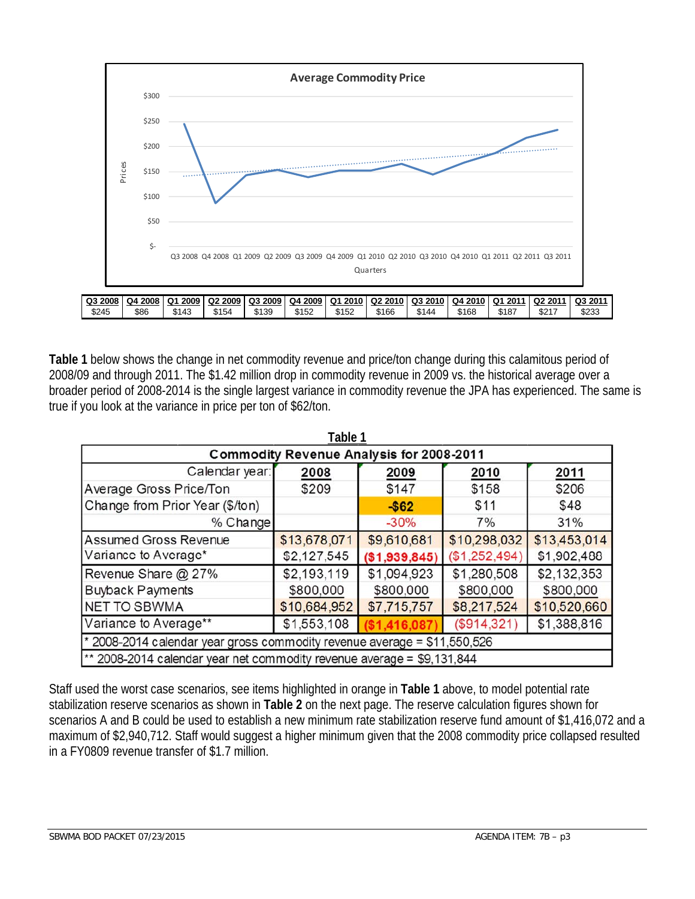**Average Commodity Price**

| Q3 2008 | Q4 2008 | Q1 2009 | Q2 2009 | Q3 2009 | Q4 2009 | Q1 2010 | Q2 2010 | Q3 2010 | Q4 2010 | Q1 2011 | Q2 2011 | Q3 2011 |
|---|---|---|---|---|---|---|---|---|---|---|---|---|
| $245 | $86 | $143 | $154 | $139 | $152 | $152 | $166 | $144 | $168 | $187 | $217 | $233 |

**Table 1** below shows the change in net commodity revenue and price/ton change during this calamitous period of 2008/09 and through 2011. The $1.42 million drop in commodity revenue in 2009 vs. the historical average over a broader period of 2008-2014 is the single largest variance in commodity revenue the JPA has experienced. The same is true if you look at the variance in price per ton of $62/ton.

**Table 1**

| Commodity Revenue Analysis for 2008-2011 | | | | |
|---|---|---|---|---|
| Calendar year: | **2008** | **2009** | **2010** | **2011** |
| Average Gross Price/Ton | $209 | $147 | $158 | $206 |
| Change from Prior Year ($/ton) | | **-$62** | $11 | $48 |
| % Change | | -30% | 7% | 31% |
| Assumed Gross Revenue | $13,678,071 | $9,610,681 | $10,298,032 | $13,453,014 |
| Variance to Average* | $2,127,545 | **($1,939,845)** | ($1,252,494) | $1,902,488 |
| Revenue Share @ 27% | $2,193,119 | $1,094,923 | $1,280,508 | $2,132,353 |
| Buyback Payments | $800,000 | $800,000 | $800,000 | $800,000 |
| NET TO SBWMA | $10,684,952 | $7,715,757 | $8,217,524 | $10,520,660 |
| Variance to Average** | $1,553,108 | **($1,416,087)** | ($914,321) | $1,388,816 |
| * 2008-2014 calendar year gross commodity revenue average = $11,550,526 | | | | |
| ** 2008-2014 calendar year net commodity revenue average = $9,131,844 | | | | |

Staff used the worst case scenarios, see items highlighted in orange in **Table 1** above, to model potential rate stabilization reserve scenarios as shown in **Table 2** on the next page. The reserve calculation figures shown for scenarios A and B could be used to establish a new minimum rate stabilization reserve fund amount of $1,416,072 and a maximum of $2,940,712. Staff would suggest a higher minimum given that the 2008 commodity price collapsed resulted in a FY0809 revenue transfer of $1.7 million.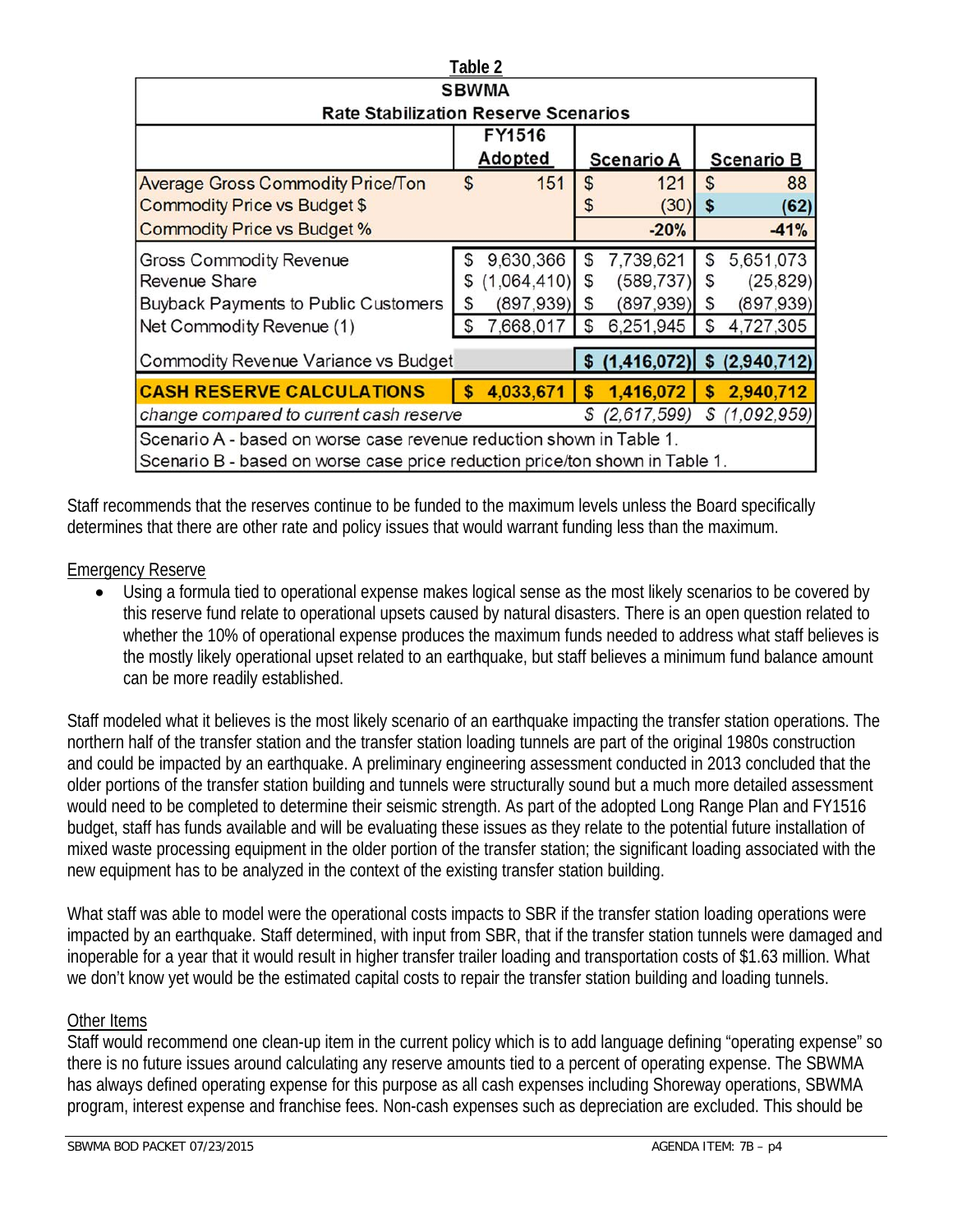**Table 2**

| SBWMA Rate Stabilization Reserve Scenarios | FY1516 Adopted | Scenario A | Scenario B |
|---|---|---|---|
| Average Gross Commodity Price/Ton | $ 151 | $ 121 | $ 88 |
| Commodity Price vs Budget $ | | $ (30) | $ (62) |
| Commodity Price vs Budget % | | -20% | -41% |
| Gross Commodity Revenue | $ 9,630,366 | $ 7,739,621 | $ 5,651,073 |
| Revenue Share | $ (1,064,410) | $ (589,737) | $ (25,829) |
| Buyback Payments to Public Customers | $ (897,939) | $ (897,939) | $ (897,939) |
| Net Commodity Revenue (1) | $ 7,668,017 | $ 6,251,945 | $ 4,727,305 |
| Commodity Revenue Variance vs Budget | | $ (1,416,072) | $ (2,940,712) |
| **CASH RESERVE CALCULATIONS** | **$ 4,033,671** | **$ 1,416,072** | **$ 2,940,712** |
| *change compared to current cash reserve* | | *$ (2,617,599)* | *$ (1,092,959)* |

Scenario A - based on worse case revenue reduction shown in Table 1.
Scenario B - based on worse case price reduction price/ton shown in Table 1.

Staff recommends that the reserves continue to be funded to the maximum levels unless the Board specifically determines that there are other rate and policy issues that would warrant funding less than the maximum.

Emergency Reserve

- Using a formula tied to operational expense makes logical sense as the most likely scenarios to be covered by this reserve fund relate to operational upsets caused by natural disasters. There is an open question related to whether the 10% of operational expense produces the maximum funds needed to address what staff believes is the mostly likely operational upset related to an earthquake, but staff believes a minimum fund balance amount can be more readily established.

Staff modeled what it believes is the most likely scenario of an earthquake impacting the transfer station operations. The northern half of the transfer station and the transfer station loading tunnels are part of the original 1980s construction and could be impacted by an earthquake. A preliminary engineering assessment conducted in 2013 concluded that the older portions of the transfer station building and tunnels were structurally sound but a much more detailed assessment would need to be completed to determine their seismic strength. As part of the adopted Long Range Plan and FY1516 budget, staff has funds available and will be evaluating these issues as they relate to the potential future installation of mixed waste processing equipment in the older portion of the transfer station; the significant loading associated with the new equipment has to be analyzed in the context of the existing transfer station building.

What staff was able to model were the operational costs impacts to SBR if the transfer station loading operations were impacted by an earthquake. Staff determined, with input from SBR, that if the transfer station tunnels were damaged and inoperable for a year that it would result in higher transfer trailer loading and transportation costs of $1.63 million. What we don't know yet would be the estimated capital costs to repair the transfer station building and loading tunnels.

Other Items

Staff would recommend one clean-up item in the current policy which is to add language defining "operating expense" so there is no future issues around calculating any reserve amounts tied to a percent of operating expense. The SBWMA has always defined operating expense for this purpose as all cash expenses including Shoreway operations, SBWMA program, interest expense and franchise fees. Non-cash expenses such as depreciation are excluded. This should be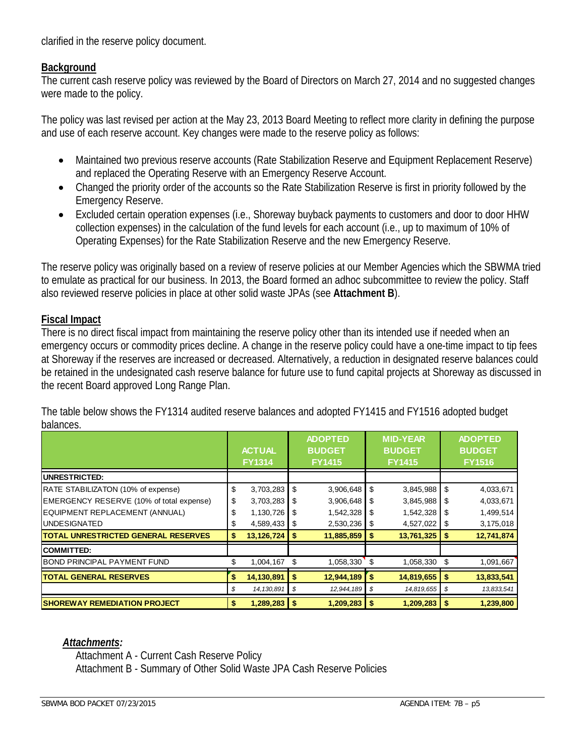clarified in the reserve policy document.

## Background

The current cash reserve policy was reviewed by the Board of Directors on March 27, 2014 and no suggested changes were made to the policy.

The policy was last revised per action at the May 23, 2013 Board Meeting to reflect more clarity in defining the purpose and use of each reserve account. Key changes were made to the reserve policy as follows:

- Maintained two previous reserve accounts (Rate Stabilization Reserve and Equipment Replacement Reserve) and replaced the Operating Reserve with an Emergency Reserve Account.
- Changed the priority order of the accounts so the Rate Stabilization Reserve is first in priority followed by the Emergency Reserve.
- Excluded certain operation expenses (i.e., Shoreway buyback payments to customers and door to door HHW collection expenses) in the calculation of the fund levels for each account (i.e., up to maximum of 10% of Operating Expenses) for the Rate Stabilization Reserve and the new Emergency Reserve.

The reserve policy was originally based on a review of reserve policies at our Member Agencies which the SBWMA tried to emulate as practical for our business. In 2013, the Board formed an adhoc subcommittee to review the policy. Staff also reviewed reserve policies in place at other solid waste JPAs (see **Attachment B**).

## Fiscal Impact

There is no direct fiscal impact from maintaining the reserve policy other than its intended use if needed when an emergency occurs or commodity prices decline. A change in the reserve policy could have a one-time impact to tip fees at Shoreway if the reserves are increased or decreased. Alternatively, a reduction in designated reserve balances could be retained in the undesignated cash reserve balance for future use to fund capital projects at Shoreway as discussed in the recent Board approved Long Range Plan.

The table below shows the FY1314 audited reserve balances and adopted FY1415 and FY1516 adopted budget balances.

| | ACTUAL FY1314 | ADOPTED BUDGET FY1415 | MID-YEAR BUDGET FY1415 | ADOPTED BUDGET FY1516 |
|---|---|---|---|---|
| **UNRESTRICTED:** | | | | |
| RATE STABILIZATON (10% of expense) | $ 3,703,283 | $ 3,906,648 | $ 3,845,988 | $ 4,033,671 |
| EMERGENCY RESERVE (10% of total expense) | $ 3,703,283 | $ 3,906,648 | $ 3,845,988 | $ 4,033,671 |
| EQUIPMENT REPLACEMENT (ANNUAL) | $ 1,130,726 | $ 1,542,328 | $ 1,542,328 | $ 1,499,514 |
| UNDESIGNATED | $ 4,589,433 | $ 2,530,236 | $ 4,527,022 | $ 3,175,018 |
| **TOTAL UNRESTRICTED GENERAL RESERVES** | **$ 13,126,724** | **$ 11,885,859** | **$ 13,761,325** | **$ 12,741,874** |
| **COMMITTED:** | | | | |
| BOND PRINCIPAL PAYMENT FUND | $ 1,004,167 | $ 1,058,330 | $ 1,058,330 | $ 1,091,667 |
| **TOTAL GENERAL RESERVES** | **$ 14,130,891** | **$ 12,944,189** | **$ 14,819,655** | **$ 13,833,541** |
| | *$ 14,130,891* | *$ 12,944,189* | *$ 14,819,655* | *$ 13,833,541* |
| **SHOREWAY REMEDIATION PROJECT** | **$ 1,289,283** | **$ 1,209,283** | **$ 1,209,283** | **$ 1,239,800** |

***Attachments:***

Attachment A - Current Cash Reserve Policy
Attachment B - Summary of Other Solid Waste JPA Cash Reserve Policies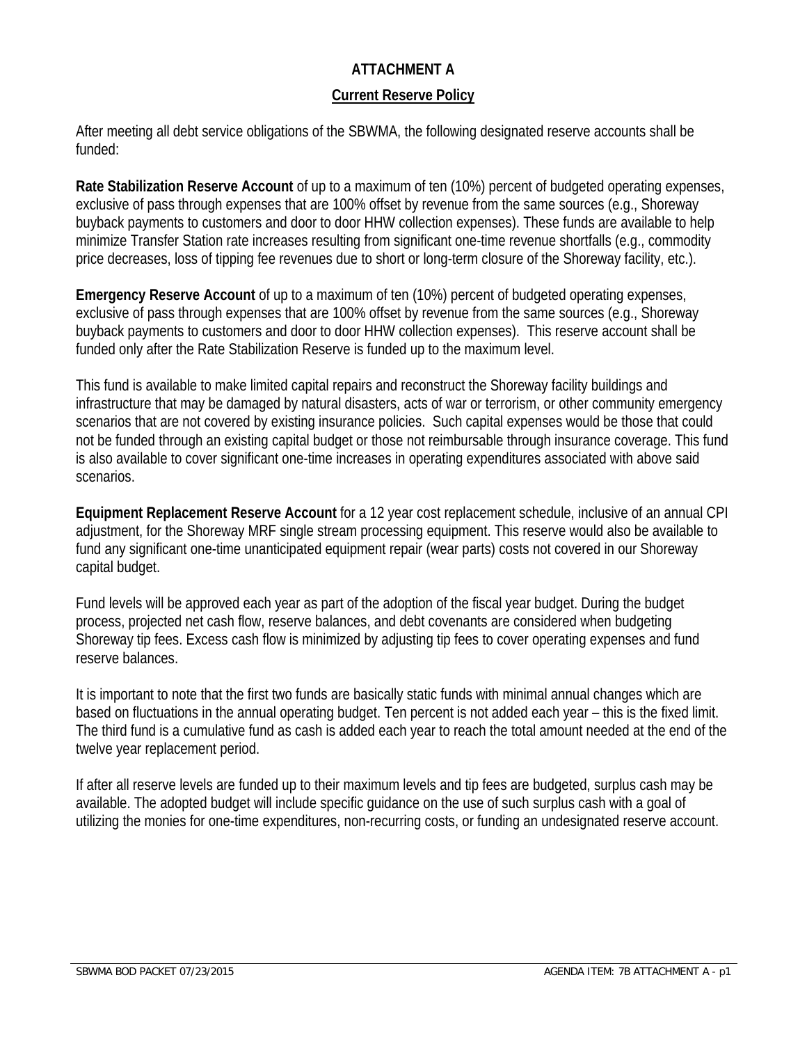# ATTACHMENT A

## Current Reserve Policy

After meeting all debt service obligations of the SBWMA, the following designated reserve accounts shall be funded:

**Rate Stabilization Reserve Account** of up to a maximum of ten (10%) percent of budgeted operating expenses, exclusive of pass through expenses that are 100% offset by revenue from the same sources (e.g., Shoreway buyback payments to customers and door to door HHW collection expenses). These funds are available to help minimize Transfer Station rate increases resulting from significant one-time revenue shortfalls (e.g., commodity price decreases, loss of tipping fee revenues due to short or long-term closure of the Shoreway facility, etc.).

**Emergency Reserve Account** of up to a maximum of ten (10%) percent of budgeted operating expenses, exclusive of pass through expenses that are 100% offset by revenue from the same sources (e.g., Shoreway buyback payments to customers and door to door HHW collection expenses). This reserve account shall be funded only after the Rate Stabilization Reserve is funded up to the maximum level.

This fund is available to make limited capital repairs and reconstruct the Shoreway facility buildings and infrastructure that may be damaged by natural disasters, acts of war or terrorism, or other community emergency scenarios that are not covered by existing insurance policies. Such capital expenses would be those that could not be funded through an existing capital budget or those not reimbursable through insurance coverage. This fund is also available to cover significant one-time increases in operating expenditures associated with above said scenarios.

**Equipment Replacement Reserve Account** for a 12 year cost replacement schedule, inclusive of an annual CPI adjustment, for the Shoreway MRF single stream processing equipment. This reserve would also be available to fund any significant one-time unanticipated equipment repair (wear parts) costs not covered in our Shoreway capital budget.

Fund levels will be approved each year as part of the adoption of the fiscal year budget. During the budget process, projected net cash flow, reserve balances, and debt covenants are considered when budgeting Shoreway tip fees. Excess cash flow is minimized by adjusting tip fees to cover operating expenses and fund reserve balances.

It is important to note that the first two funds are basically static funds with minimal annual changes which are based on fluctuations in the annual operating budget. Ten percent is not added each year – this is the fixed limit. The third fund is a cumulative fund as cash is added each year to reach the total amount needed at the end of the twelve year replacement period.

If after all reserve levels are funded up to their maximum levels and tip fees are budgeted, surplus cash may be available. The adopted budget will include specific guidance on the use of such surplus cash with a goal of utilizing the monies for one-time expenditures, non-recurring costs, or funding an undesignated reserve account.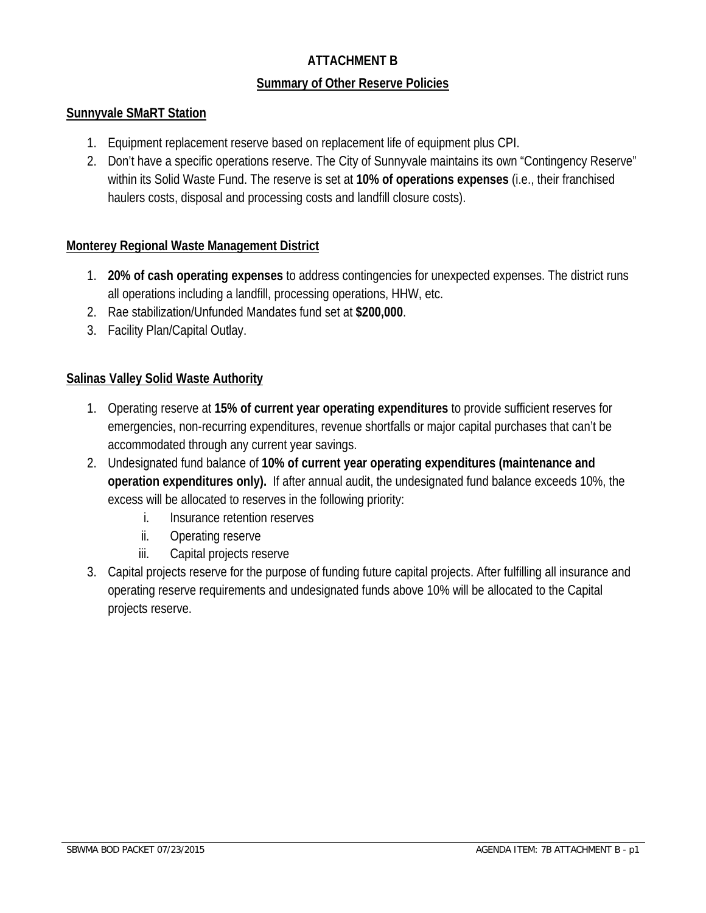# ATTACHMENT B

## Summary of Other Reserve Policies

### Sunnyvale SMaRT Station

1. Equipment replacement reserve based on replacement life of equipment plus CPI.
2. Don't have a specific operations reserve. The City of Sunnyvale maintains its own "Contingency Reserve" within its Solid Waste Fund. The reserve is set at **10% of operations expenses** (i.e., their franchised haulers costs, disposal and processing costs and landfill closure costs).

### Monterey Regional Waste Management District

1. **20% of cash operating expenses** to address contingencies for unexpected expenses. The district runs all operations including a landfill, processing operations, HHW, etc.
2. Rae stabilization/Unfunded Mandates fund set at **$200,000**.
3. Facility Plan/Capital Outlay.

### Salinas Valley Solid Waste Authority

1. Operating reserve at **15% of current year operating expenditures** to provide sufficient reserves for emergencies, non-recurring expenditures, revenue shortfalls or major capital purchases that can't be accommodated through any current year savings.
2. Undesignated fund balance of **10% of current year operating expenditures (maintenance and operation expenditures only).** If after annual audit, the undesignated fund balance exceeds 10%, the excess will be allocated to reserves in the following priority:
   i. Insurance retention reserves
   ii. Operating reserve
   iii. Capital projects reserve
3. Capital projects reserve for the purpose of funding future capital projects. After fulfilling all insurance and operating reserve requirements and undesignated funds above 10% will be allocated to the Capital projects reserve.